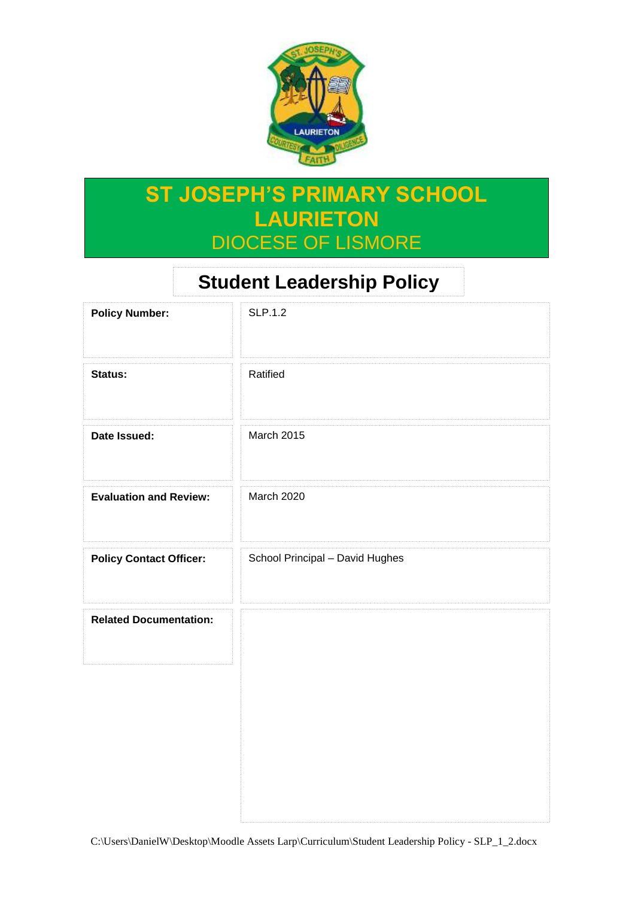# ST JOSEPH'S PRIMARY SCHOOL LAURIETON

## DIOCESE OF LISMORE

# Student Leadership Policy

| | |
|---|---|
| **Policy Number:** | SLP.1.2 |
| **Status:** | Ratified |
| **Date Issued:** | March 2015 |
| **Evaluation and Review:** | March 2020 |
| **Policy Contact Officer:** | School Principal – David Hughes |
| **Related Documentation:** | |

C:\Users\DanielW\Desktop\Moodle Assets Larp\Curriculum\Student Leadership Policy - SLP_1_2.docx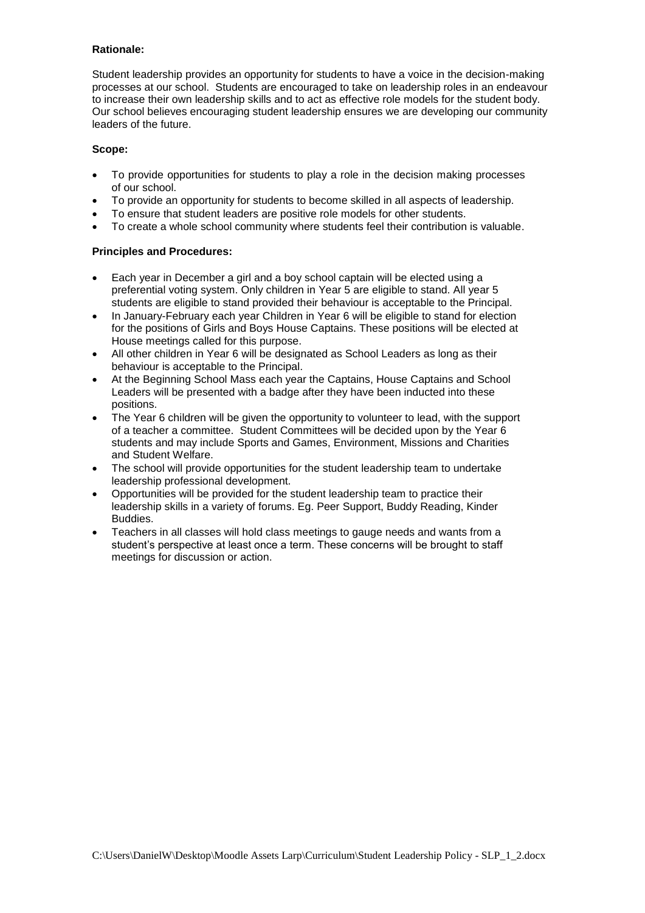**Rationale:**

Student leadership provides an opportunity for students to have a voice in the decision-making processes at our school. Students are encouraged to take on leadership roles in an endeavour to increase their own leadership skills and to act as effective role models for the student body. Our school believes encouraging student leadership ensures we are developing our community leaders of the future.

**Scope:**

- To provide opportunities for students to play a role in the decision making processes of our school.
- To provide an opportunity for students to become skilled in all aspects of leadership.
- To ensure that student leaders are positive role models for other students.
- To create a whole school community where students feel their contribution is valuable.

**Principles and Procedures:**

- Each year in December a girl and a boy school captain will be elected using a preferential voting system. Only children in Year 5 are eligible to stand. All year 5 students are eligible to stand provided their behaviour is acceptable to the Principal.
- In January-February each year Children in Year 6 will be eligible to stand for election for the positions of Girls and Boys House Captains. These positions will be elected at House meetings called for this purpose.
- All other children in Year 6 will be designated as School Leaders as long as their behaviour is acceptable to the Principal.
- At the Beginning School Mass each year the Captains, House Captains and School Leaders will be presented with a badge after they have been inducted into these positions.
- The Year 6 children will be given the opportunity to volunteer to lead, with the support of a teacher a committee. Student Committees will be decided upon by the Year 6 students and may include Sports and Games, Environment, Missions and Charities and Student Welfare.
- The school will provide opportunities for the student leadership team to undertake leadership professional development.
- Opportunities will be provided for the student leadership team to practice their leadership skills in a variety of forums. Eg. Peer Support, Buddy Reading, Kinder Buddies.
- Teachers in all classes will hold class meetings to gauge needs and wants from a student's perspective at least once a term. These concerns will be brought to staff meetings for discussion or action.